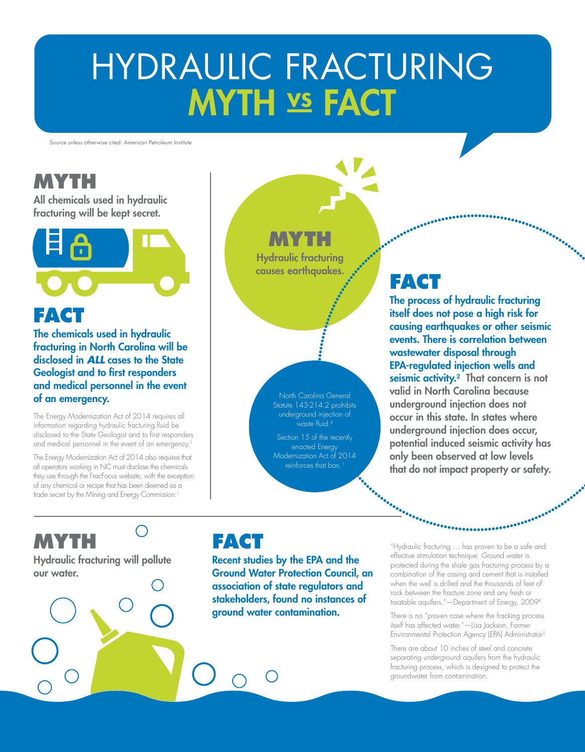# HYDRAULIC FRACTURING MYTH vs FACT

Source unless otherwise cited: American Petroleum Institute

## MYTH

**All chemicals used in hydraulic fracturing will be kept secret.**

## FACT

**The chemicals used in hydraulic fracturing in North Carolina will be disclosed in *ALL* cases to the State Geologist and to first responders and medical personnel in the event of an emergency.**

The Energy Modernization Act of 2014 requires all information regarding hydraulic fracturing fluid be disclosed to the State Geologist and to first responders and medical personnel in the event of an emergency.[1]

The Energy Modernization Act of 2014 also requires that all operators working in NC must disclose the chemicals they use through the FracFocus website, with the exception of any chemical or recipe that has been deemed as a trade secret by the Mining and Energy Commission.[1]

## MYTH

**Hydraulic fracturing causes earthquakes.**

North Carolina General Statute 143-214.2 prohibits underground injection of waste fluid.[3]

Section 15 of the recently enacted Energy Modernization Act of 2014 reinforces that ban.[1]

## FACT

**The process of hydraulic fracturing itself does not pose a high risk for causing earthquakes or other seismic events. There is correlation between wastewater disposal through EPA-regulated injection wells and seismic activity.[2] That concern is not valid in North Carolina because underground injection does not occur in this state. In states where underground injection does occur, potential induced seismic activity has only been observed at low levels that do not impact property or safety.**

## MYTH

**Hydraulic fracturing will pollute our water.**

## FACT

**Recent studies by the EPA and the Ground Water Protection Council, an association of state regulators and stakeholders, found no instances of ground water contamination.**

"Hydraulic fracturing … has proven to be a safe and effective stimulation technique. Ground water is protected during the shale gas fracturing process by a combination of the casing and cement that is installed when the well is drilled and the thousands of feet of rock between the fracture zone and any fresh or treatable aquifers." —Department of Energy, 2009[4]

There is no "proven case where the fracking process itself has affected water." —Lisa Jackson, Former Environmental Protection Agency (EPA) Administrator[5]

There are about 10 inches of steel and concrete separating underground aquifers from the hydraulic fracturing process, which is designed to protect the groundwater from contamination.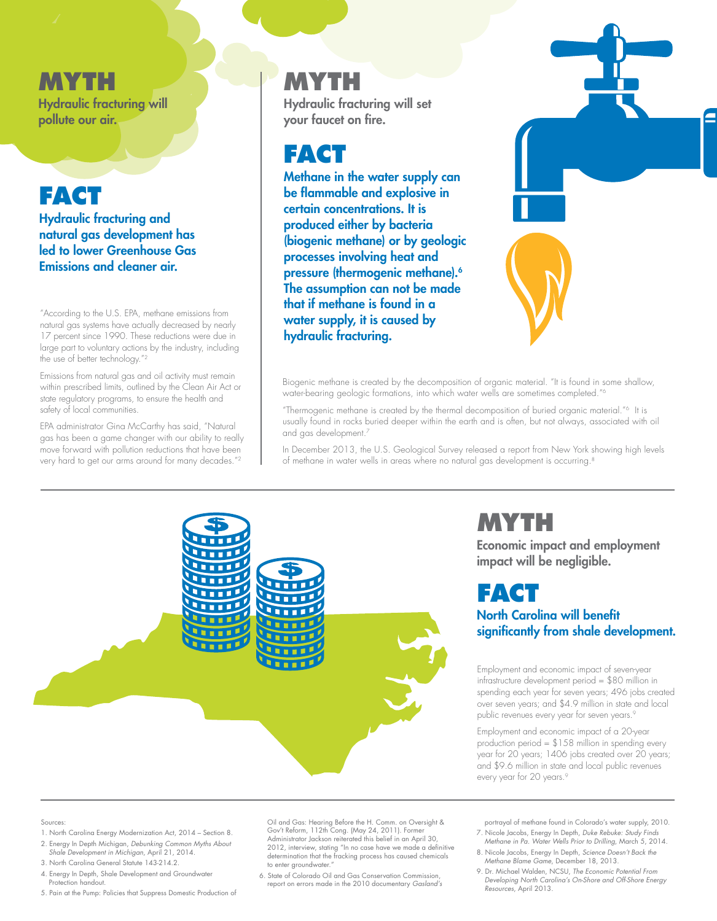## MYTH

Hydraulic fracturing will pollute our air.

## FACT

**Hydraulic fracturing and natural gas development has led to lower Greenhouse Gas Emissions and cleaner air.**

"According to the U.S. EPA, methane emissions from natural gas systems have actually decreased by nearly 17 percent since 1990. These reductions were due in large part to voluntary actions by the industry, including the use of better technology."[2]

Emissions from natural gas and oil activity must remain within prescribed limits, outlined by the Clean Air Act or state regulatory programs, to ensure the health and safety of local communities.

EPA administrator Gina McCarthy has said, "Natural gas has been a game changer with our ability to really move forward with pollution reductions that have been very hard to get our arms around for many decades."[2]

## MYTH

Hydraulic fracturing will set your faucet on fire.

## FACT

**Methane in the water supply can be flammable and explosive in certain concentrations. It is produced either by bacteria (biogenic methane) or by geologic processes involving heat and pressure (thermogenic methane).[6] The assumption can not be made that if methane is found in a water supply, it is caused by hydraulic fracturing.**

Biogenic methane is created by the decomposition of organic material. "It is found in some shallow, water-bearing geologic formations, into which water wells are sometimes completed."[6]

"Thermogenic methane is created by the thermal decomposition of buried organic material."[6] It is usually found in rocks buried deeper within the earth and is often, but not always, associated with oil and gas development.[7]

In December 2013, the U.S. Geological Survey released a report from New York showing high levels of methane in water wells in areas where no natural gas development is occurring.[8]

## MYTH

Economic impact and employment impact will be negligible.

## FACT

**North Carolina will benefit significantly from shale development.**

Employment and economic impact of seven-year infrastructure development period = $80 million in spending each year for seven years; 496 jobs created over seven years; and $4.9 million in state and local public revenues every year for seven years.[9]

Employment and economic impact of a 20-year production period = $158 million in spending every year for 20 years; 1406 jobs created over 20 years; and $9.6 million in state and local public revenues every year for 20 years.[9]

Sources:

1. North Carolina Energy Modernization Act, 2014 – Section 8.
2. Energy In Depth Michigan, *Debunking Common Myths About Shale Development in Michigan*, April 21, 2014.
3. North Carolina General Statute 143-214.2.
4. Energy In Depth, Shale Development and Groundwater Protection handout.
5. Pain at the Pump: Policies that Suppress Domestic Production of Oil and Gas: Hearing Before the H. Comm. on Oversight & Gov't Reform, 112th Cong. (May 24, 2011). Former Administrator Jackson reiterated this belief in an April 30, 2012, interview, stating "In no case have we made a definitive determination that the fracking process has caused chemicals to enter groundwater."
6. State of Colorado Oil and Gas Conservation Commission, report on errors made in the 2010 documentary *Gasland's* portrayal of methane found in Colorado's water supply, 2010.
7. Nicole Jacobs, Energy In Depth, *Duke Rebuke: Study Finds Methane in Pa. Water Wells Prior to Drilling*, March 5, 2014.
8. Nicole Jacobs, Energy In Depth, *Science Doesn't Back the Methane Blame Game*, December 18, 2013.
9. Dr. Michael Walden, NCSU, *The Economic Potential From Developing North Carolina's On-Shore and Off-Shore Energy Resources*, April 2013.